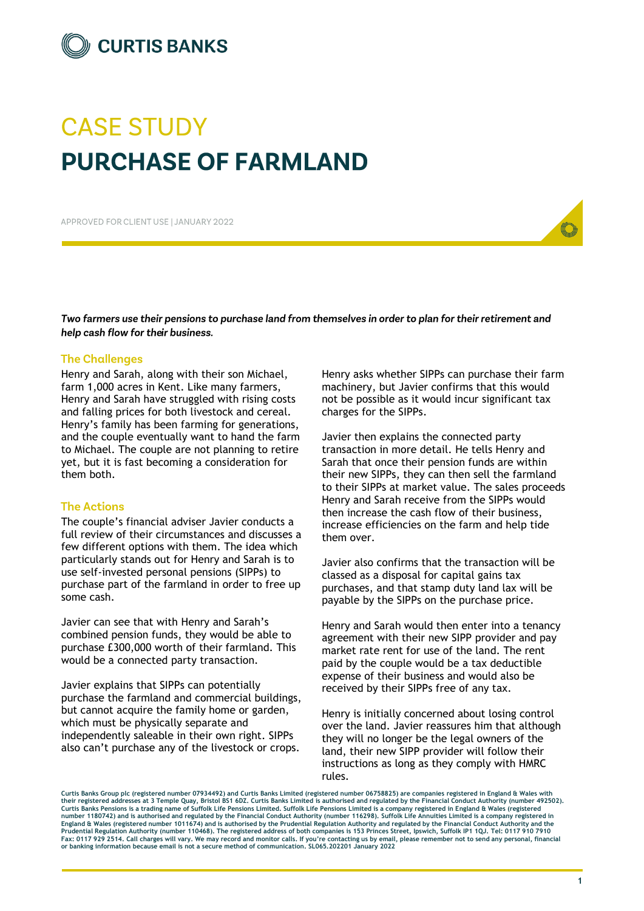# CASE STUDY
# PURCHASE OF FARMLAND

APPROVED FOR CLIENT USE | JANUARY 2022

***Two farmers use their pensions to purchase land from themselves in order to plan for their retirement and help cash flow for their business.***

## The Challenges

Henry and Sarah, along with their son Michael, farm 1,000 acres in Kent. Like many farmers, Henry and Sarah have struggled with rising costs and falling prices for both livestock and cereal. Henry's family has been farming for generations, and the couple eventually want to hand the farm to Michael. The couple are not planning to retire yet, but it is fast becoming a consideration for them both.

## The Actions

The couple's financial adviser Javier conducts a full review of their circumstances and discusses a few different options with them. The idea which particularly stands out for Henry and Sarah is to use self-invested personal pensions (SIPPs) to purchase part of the farmland in order to free up some cash.

Javier can see that with Henry and Sarah's combined pension funds, they would be able to purchase £300,000 worth of their farmland. This would be a connected party transaction.

Javier explains that SIPPs can potentially purchase the farmland and commercial buildings, but cannot acquire the family home or garden, which must be physically separate and independently saleable in their own right. SIPPs also can't purchase any of the livestock or crops.

Henry asks whether SIPPs can purchase their farm machinery, but Javier confirms that this would not be possible as it would incur significant tax charges for the SIPPs.

Javier then explains the connected party transaction in more detail. He tells Henry and Sarah that once their pension funds are within their new SIPPs, they can then sell the farmland to their SIPPs at market value. The sales proceeds Henry and Sarah receive from the SIPPs would then increase the cash flow of their business, increase efficiencies on the farm and help tide them over.

Javier also confirms that the transaction will be classed as a disposal for capital gains tax purchases, and that stamp duty land lax will be payable by the SIPPs on the purchase price.

Henry and Sarah would then enter into a tenancy agreement with their new SIPP provider and pay market rate rent for use of the land. The rent paid by the couple would be a tax deductible expense of their business and would also be received by their SIPPs free of any tax.

Henry is initially concerned about losing control over the land. Javier reassures him that although they will no longer be the legal owners of the land, their new SIPP provider will follow their instructions as long as they comply with HMRC rules.

Curtis Banks Group plc (registered number 07934492) and Curtis Banks Limited (registered number 06758825) are companies registered in England & Wales with their registered addresses at 3 Temple Quay, Bristol BS1 6DZ. Curtis Banks Limited is authorised and regulated by the Financial Conduct Authority (number 492502). Curtis Banks Pensions is a trading name of Suffolk Life Pensions Limited. Suffolk Life Pensions Limited is a company registered in England & Wales (registered number 1180742) and is authorised and regulated by the Financial Conduct Authority (number 116298). Suffolk Life Annuities Limited is a company registered in England & Wales (registered number 1011674) and is authorised by the Prudential Regulation Authority and regulated by the Financial Conduct Authority and the Prudential Regulation Authority (number 110468). The registered address of both companies is 153 Princes Street, Ipswich, Suffolk IP1 1QJ. Tel: 0117 910 7910 Fax: 0117 929 2514. Call charges will vary. We may record and monitor calls. If you're contacting us by email, please remember not to send any personal, financial or banking information because email is not a secure method of communication. SL065.202201 January 2022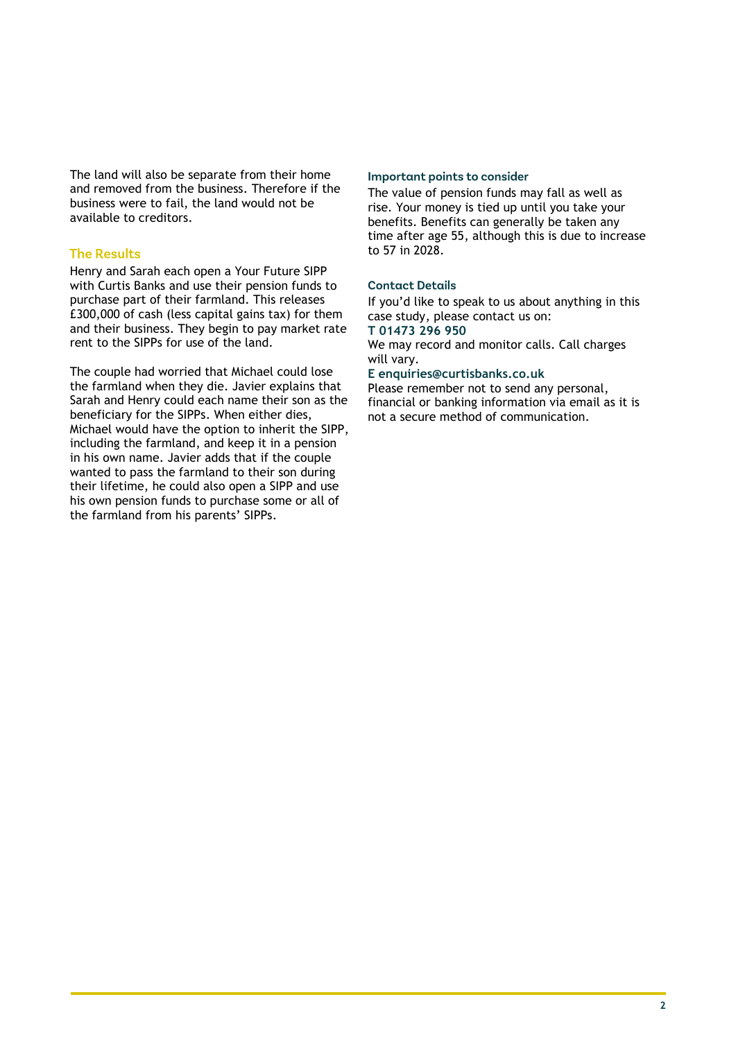The land will also be separate from their home and removed from the business. Therefore if the business were to fail, the land would not be available to creditors.

## The Results

Henry and Sarah each open a Your Future SIPP with Curtis Banks and use their pension funds to purchase part of their farmland. This releases £300,000 of cash (less capital gains tax) for them and their business. They begin to pay market rate rent to the SIPPs for use of the land.

The couple had worried that Michael could lose the farmland when they die. Javier explains that Sarah and Henry could each name their son as the beneficiary for the SIPPs. When either dies, Michael would have the option to inherit the SIPP, including the farmland, and keep it in a pension in his own name. Javier adds that if the couple wanted to pass the farmland to their son during their lifetime, he could also open a SIPP and use his own pension funds to purchase some or all of the farmland from his parents' SIPPs.

### Important points to consider

The value of pension funds may fall as well as rise. Your money is tied up until you take your benefits. Benefits can generally be taken any time after age 55, although this is due to increase to 57 in 2028.

### Contact Details

If you'd like to speak to us about anything in this case study, please contact us on:

**T 01473 296 950**

We may record and monitor calls. Call charges will vary.

**E enquiries@curtisbanks.co.uk**

Please remember not to send any personal, financial or banking information via email as it is not a secure method of communication.